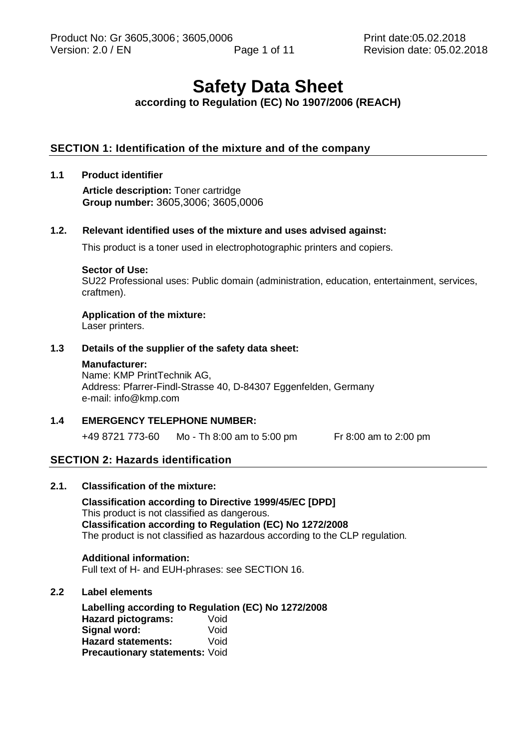# Safety Data Sheet

**according to Regulation (EC) No 1907/2006 (REACH)**

## SECTION 1: Identification of the mixture and of the company

### 1.1 Product identifier

**Article description:** Toner cartridge
**Group number:** 3605,3006; 3605,0006

### 1.2. Relevant identified uses of the mixture and uses advised against:

This product is a toner used in electrophotographic printers and copiers.

**Sector of Use:**
SU22 Professional uses: Public domain (administration, education, entertainment, services, craftmen).

**Application of the mixture:**
Laser printers.

### 1.3 Details of the supplier of the safety data sheet:

**Manufacturer:**
Name: KMP PrintTechnik AG,
Address: Pfarrer-Findl-Strasse 40, D-84307 Eggenfelden, Germany
e-mail: info@kmp.com

### 1.4 EMERGENCY TELEPHONE NUMBER:

+49 8721 773-60 Mo - Th 8:00 am to 5:00 pm Fr 8:00 am to 2:00 pm

## SECTION 2: Hazards identification

### 2.1. Classification of the mixture:

**Classification according to Directive 1999/45/EC [DPD]**
This product is not classified as dangerous.
**Classification according to Regulation (EC) No 1272/2008**
The product is not classified as hazardous according to the CLP regulation.

**Additional information:**
Full text of H- and EUH-phrases: see SECTION 16.

### 2.2 Label elements

**Labelling according to Regulation (EC) No 1272/2008**
**Hazard pictograms:** Void
**Signal word:** Void
**Hazard statements:** Void
**Precautionary statements:** Void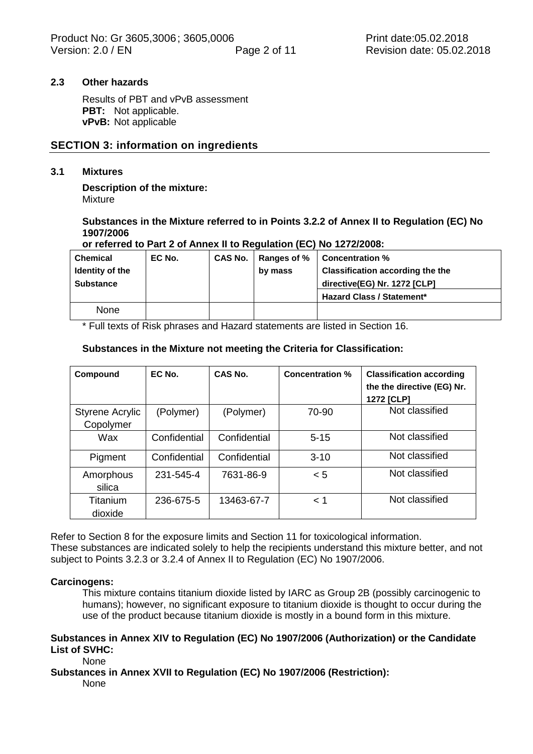### 2.3 Other hazards

Results of PBT and vPvB assessment
**PBT:** Not applicable.
**vPvB:** Not applicable

## SECTION 3: information on ingredients

### 3.1 Mixtures

**Description of the mixture:**
Mixture

**Substances in the Mixture referred to in Points 3.2.2 of Annex II to Regulation (EC) No 1907/2006**
**or referred to Part 2 of Annex II to Regulation (EC) No 1272/2008:**

| Chemical Identity of the Substance | EC No. | CAS No. | Ranges of % by mass | Concentration % Classification according the the directive(EG) Nr. 1272 [CLP] |
|---|---|---|---|---|
| | | | | Hazard Class / Statement* |
| None | | | | |

\* Full texts of Risk phrases and Hazard statements are listed in Section 16.

**Substances in the Mixture not meeting the Criteria for Classification:**

| Compound | EC No. | CAS No. | Concentration % | Classification according the the directive (EG) Nr. 1272 [CLP] |
|---|---|---|---|---|
| Styrene Acrylic Copolymer | (Polymer) | (Polymer) | 70-90 | Not classified |
| Wax | Confidential | Confidential | 5-15 | Not classified |
| Pigment | Confidential | Confidential | 3-10 | Not classified |
| Amorphous silica | 231-545-4 | 7631-86-9 | < 5 | Not classified |
| Titanium dioxide | 236-675-5 | 13463-67-7 | < 1 | Not classified |

Refer to Section 8 for the exposure limits and Section 11 for toxicological information.
These substances are indicated solely to help the recipients understand this mixture better, and not subject to Points 3.2.3 or 3.2.4 of Annex II to Regulation (EC) No 1907/2006.

**Carcinogens:**

This mixture contains titanium dioxide listed by IARC as Group 2B (possibly carcinogenic to humans); however, no significant exposure to titanium dioxide is thought to occur during the use of the product because titanium dioxide is mostly in a bound form in this mixture.

**Substances in Annex XIV to Regulation (EC) No 1907/2006 (Authorization) or the Candidate List of SVHC:**

None

**Substances in Annex XVII to Regulation (EC) No 1907/2006 (Restriction):**

None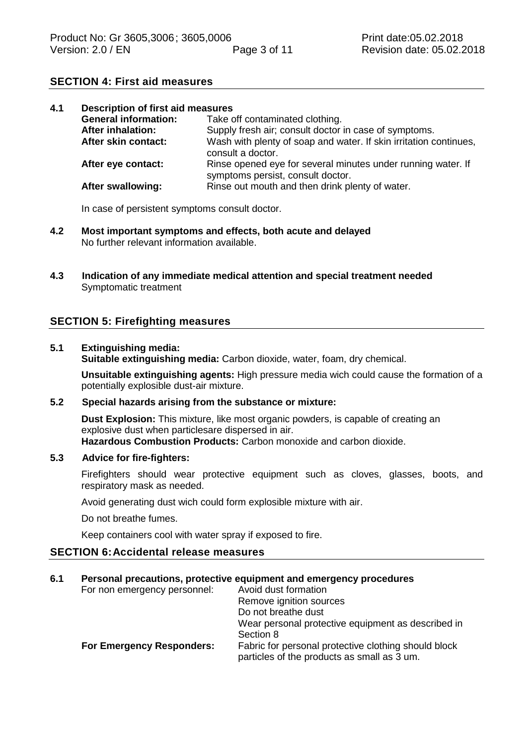## SECTION 4: First aid measures

### 4.1 Description of first aid measures

| | |
|---|---|
| **General information:** | Take off contaminated clothing. |
| **After inhalation:** | Supply fresh air; consult doctor in case of symptoms. |
| **After skin contact:** | Wash with plenty of soap and water. If skin irritation continues, consult a doctor. |
| **After eye contact:** | Rinse opened eye for several minutes under running water. If symptoms persist, consult doctor. |
| **After swallowing:** | Rinse out mouth and then drink plenty of water. |

In case of persistent symptoms consult doctor.

### 4.2 Most important symptoms and effects, both acute and delayed

No further relevant information available.

### 4.3 Indication of any immediate medical attention and special treatment needed

Symptomatic treatment

## SECTION 5: Firefighting measures

### 5.1 Extinguishing media:

**Suitable extinguishing media:** Carbon dioxide, water, foam, dry chemical.

**Unsuitable extinguishing agents:** High pressure media wich could cause the formation of a potentially explosible dust-air mixture.

### 5.2 Special hazards arising from the substance or mixture:

**Dust Explosion:** This mixture, like most organic powders, is capable of creating an explosive dust when particlesare dispersed in air.
**Hazardous Combustion Products:** Carbon monoxide and carbon dioxide.

### 5.3 Advice for fire-fighters:

Firefighters should wear protective equipment such as cloves, glasses, boots, and respiratory mask as needed.

Avoid generating dust wich could form explosible mixture with air.

Do not breathe fumes.

Keep containers cool with water spray if exposed to fire.

## SECTION 6: Accidental release measures

### 6.1 Personal precautions, protective equipment and emergency procedures

| | |
|---|---|
| For non emergency personnel: | Avoid dust formation<br>Remove ignition sources<br>Do not breathe dust<br>Wear personal protective equipment as described in Section 8 |
| **For Emergency Responders:** | Fabric for personal protective clothing should block particles of the products as small as 3 um. |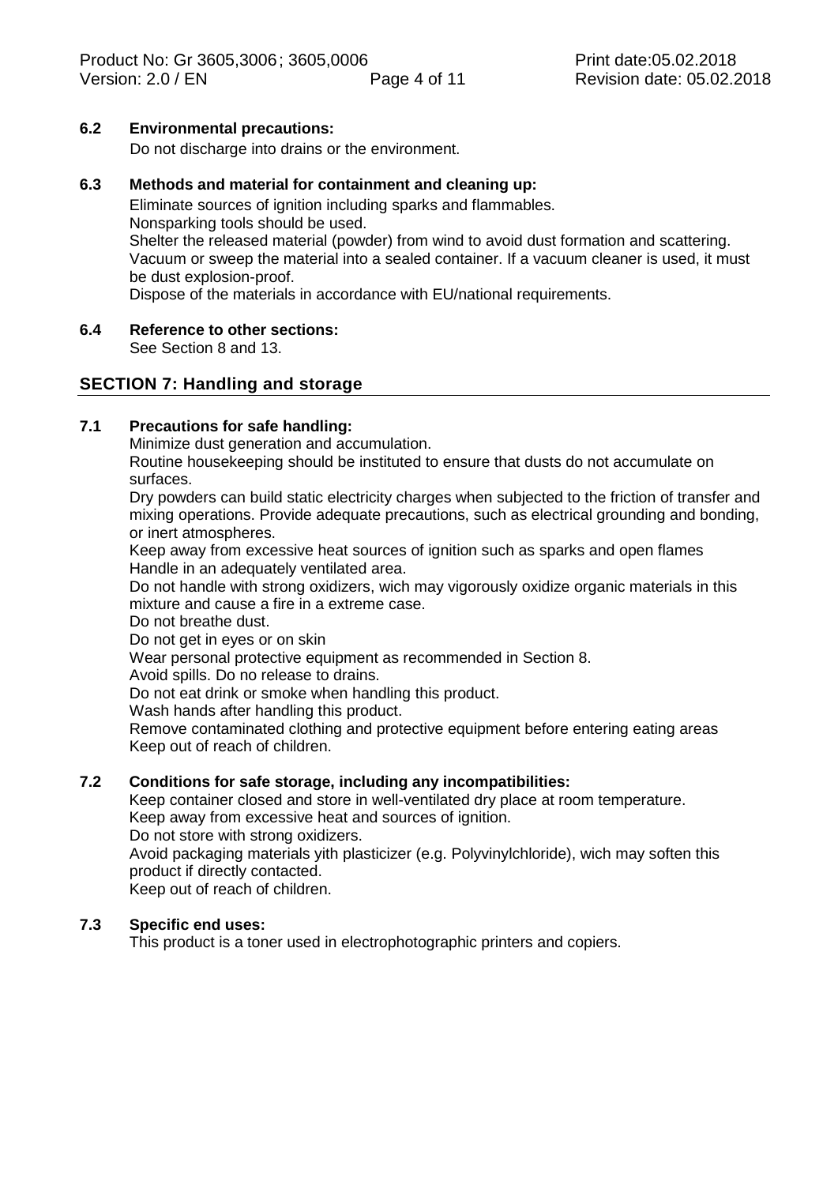### 6.2 Environmental precautions:

Do not discharge into drains or the environment.

### 6.3 Methods and material for containment and cleaning up:

Eliminate sources of ignition including sparks and flammables.
Nonsparking tools should be used.
Shelter the released material (powder) from wind to avoid dust formation and scattering.
Vacuum or sweep the material into a sealed container. If a vacuum cleaner is used, it must be dust explosion-proof.
Dispose of the materials in accordance with EU/national requirements.

### 6.4 Reference to other sections:

See Section 8 and 13.

## SECTION 7: Handling and storage

### 7.1 Precautions for safe handling:

Minimize dust generation and accumulation.
Routine housekeeping should be instituted to ensure that dusts do not accumulate on surfaces.
Dry powders can build static electricity charges when subjected to the friction of transfer and mixing operations. Provide adequate precautions, such as electrical grounding and bonding, or inert atmospheres.
Keep away from excessive heat sources of ignition such as sparks and open flames
Handle in an adequately ventilated area.
Do not handle with strong oxidizers, wich may vigorously oxidize organic materials in this mixture and cause a fire in a extreme case.
Do not breathe dust.
Do not get in eyes or on skin
Wear personal protective equipment as recommended in Section 8.
Avoid spills. Do no release to drains.
Do not eat drink or smoke when handling this product.
Wash hands after handling this product.
Remove contaminated clothing and protective equipment before entering eating areas
Keep out of reach of children.

### 7.2 Conditions for safe storage, including any incompatibilities:

Keep container closed and store in well-ventilated dry place at room temperature.
Keep away from excessive heat and sources of ignition.
Do not store with strong oxidizers.
Avoid packaging materials yith plasticizer (e.g. Polyvinylchloride), wich may soften this product if directly contacted.
Keep out of reach of children.

### 7.3 Specific end uses:

This product is a toner used in electrophotographic printers and copiers.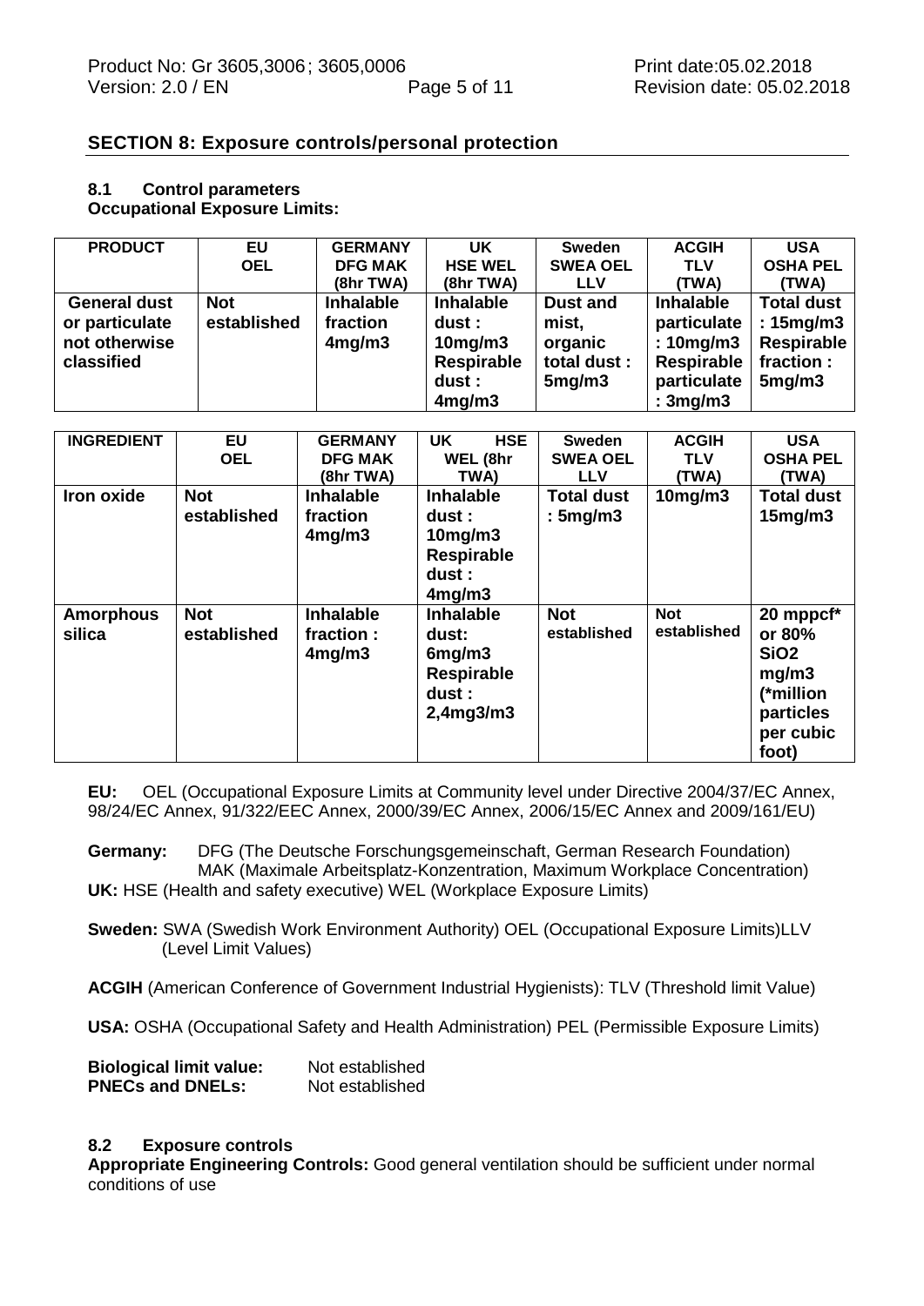## SECTION 8: Exposure controls/personal protection

### 8.1 Control parameters

**Occupational Exposure Limits:**

| PRODUCT | EU OEL | GERMANY DFG MAK (8hr TWA) | UK HSE WEL (8hr TWA) | Sweden SWEA OEL LLV | ACGIH TLV (TWA) | USA OSHA PEL (TWA) |
|---|---|---|---|---|---|---|
| **General dust or particulate not otherwise classified** | **Not established** | **Inhalable fraction 4mg/m3** | **Inhalable dust : 10mg/m3 Respirable dust : 4mg/m3** | **Dust and mist, organic total dust : 5mg/m3** | **Inhalable particulate : 10mg/m3 Respirable particulate : 3mg/m3** | **Total dust : 15mg/m3 Respirable fraction : 5mg/m3** |

| INGREDIENT | EU OEL | GERMANY DFG MAK (8hr TWA) | UK HSE WEL (8hr TWA) | Sweden SWEA OEL LLV | ACGIH TLV (TWA) | USA OSHA PEL (TWA) |
|---|---|---|---|---|---|---|
| **Iron oxide** | **Not established** | **Inhalable fraction 4mg/m3** | **Inhalable dust : 10mg/m3 Respirable dust : 4mg/m3** | **Total dust : 5mg/m3** | **10mg/m3** | **Total dust 15mg/m3** |
| **Amorphous silica** | **Not established** | **Inhalable fraction : 4mg/m3** | **Inhalable dust: 6mg/m3 Respirable dust : 2,4mg3/m3** | **Not established** | **Not established** | **20 mppcf* or 80% $SiO_2$ mg/m3 (*million particles per cubic foot)** |

**EU:** OEL (Occupational Exposure Limits at Community level under Directive 2004/37/EC Annex, 98/24/EC Annex, 91/322/EEC Annex, 2000/39/EC Annex, 2006/15/EC Annex and 2009/161/EU)

**Germany:** DFG (The Deutsche Forschungsgemeinschaft, German Research Foundation) MAK (Maximale Arbeitsplatz-Konzentration, Maximum Workplace Concentration)

**UK:** HSE (Health and safety executive) WEL (Workplace Exposure Limits)

**Sweden:** SWA (Swedish Work Environment Authority) OEL (Occupational Exposure Limits)LLV (Level Limit Values)

**ACGIH** (American Conference of Government Industrial Hygienists): TLV (Threshold limit Value)

**USA:** OSHA (Occupational Safety and Health Administration) PEL (Permissible Exposure Limits)

**Biological limit value:** Not established
**PNECs and DNELs:** Not established

### 8.2 Exposure controls

**Appropriate Engineering Controls:** Good general ventilation should be sufficient under normal conditions of use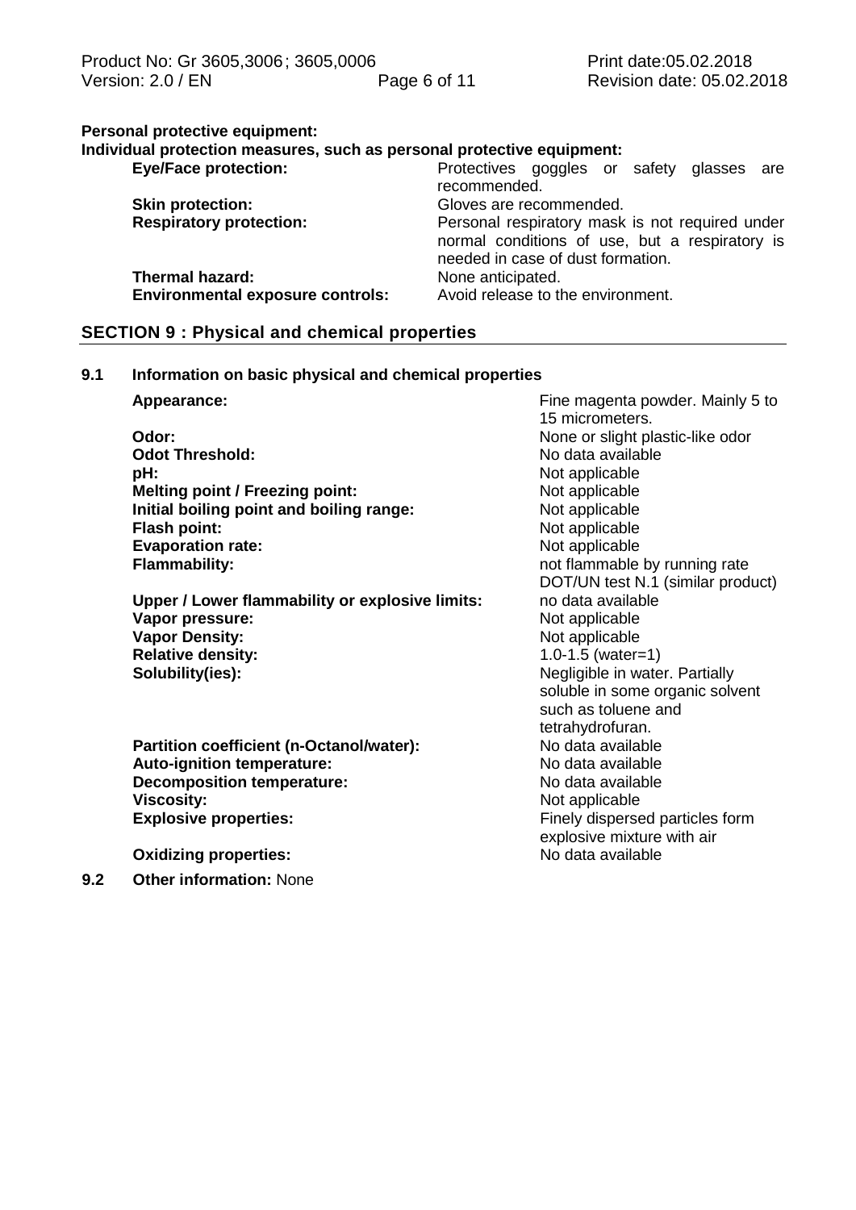**Personal protective equipment:**

**Individual protection measures, such as personal protective equipment:**

| | |
|---|---|
| **Eye/Face protection:** | Protectives goggles or safety glasses are recommended. |
| **Skin protection:** | Gloves are recommended. |
| **Respiratory protection:** | Personal respiratory mask is not required under normal conditions of use, but a respiratory is needed in case of dust formation. |
| **Thermal hazard:** | None anticipated. |
| **Environmental exposure controls:** | Avoid release to the environment. |

## SECTION 9 : Physical and chemical properties

**9.1 Information on basic physical and chemical properties**

| | |
|---|---|
| **Appearance:** | Fine magenta powder. Mainly 5 to 15 micrometers. |
| **Odor:** | None or slight plastic-like odor |
| **Odot Threshold:** | No data available |
| **pH:** | Not applicable |
| **Melting point / Freezing point:** | Not applicable |
| **Initial boiling point and boiling range:** | Not applicable |
| **Flash point:** | Not applicable |
| **Evaporation rate:** | Not applicable |
| **Flammability:** | not flammable by running rate DOT/UN test N.1 (similar product) |
| **Upper / Lower flammability or explosive limits:** | no data available |
| **Vapor pressure:** | Not applicable |
| **Vapor Density:** | Not applicable |
| **Relative density:** | 1.0-1.5 (water=1) |
| **Solubility(ies):** | Negligible in water. Partially soluble in some organic solvent such as toluene and tetrahydrofuran. |
| **Partition coefficient (n-Octanol/water):** | No data available |
| **Auto-ignition temperature:** | No data available |
| **Decomposition temperature:** | No data available |
| **Viscosity:** | Not applicable |
| **Explosive properties:** | Finely dispersed particles form explosive mixture with air |
| **Oxidizing properties:** | No data available |

**9.2 Other information:** None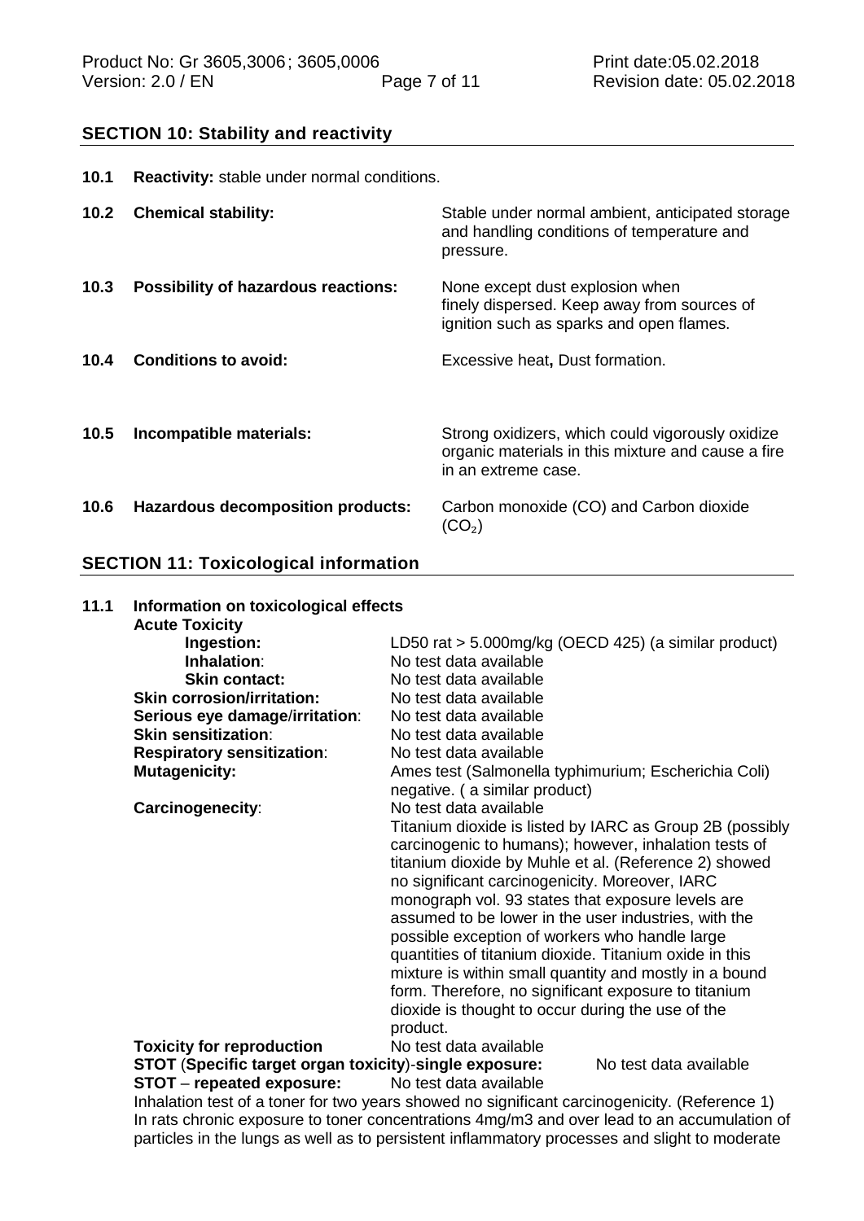## SECTION 10: Stability and reactivity

**10.1 Reactivity:** stable under normal conditions.

| | | |
|---|---|---|
| **10.2** | **Chemical stability:** | Stable under normal ambient, anticipated storage and handling conditions of temperature and pressure. |
| **10.3** | **Possibility of hazardous reactions:** | None except dust explosion when finely dispersed. Keep away from sources of ignition such as sparks and open flames. |
| **10.4** | **Conditions to avoid:** | Excessive heat**,** Dust formation. |
| **10.5** | **Incompatible materials:** | Strong oxidizers, which could vigorously oxidize organic materials in this mixture and cause a fire in an extreme case. |
| **10.6** | **Hazardous decomposition products:** | Carbon monoxide (CO) and Carbon dioxide ($CO_2$) |

## SECTION 11: Toxicological information

**11.1 Information on toxicological effects**

**Acute Toxicity**

| | |
|---|---|
| **Ingestion:** | LD50 rat > 5.000mg/kg (OECD 425) (a similar product) |
| **Inhalation**: | No test data available |
| **Skin contact:** | No test data available |
| **Skin corrosion/irritation:** | No test data available |
| **Serious eye damage/irritation**: | No test data available |
| **Skin sensitization**: | No test data available |
| **Respiratory sensitization**: | No test data available |
| **Mutagenicity:** | Ames test (Salmonella typhimurium; Escherichia Coli) negative. ( a similar product) |
| **Carcinogenecity**: | No test data available<br>Titanium dioxide is listed by IARC as Group 2B (possibly carcinogenic to humans); however, inhalation tests of titanium dioxide by Muhle et al. (Reference 2) showed no significant carcinogenicity. Moreover, IARC monograph vol. 93 states that exposure levels are assumed to be lower in the user industries, with the possible exception of workers who handle large quantities of titanium dioxide. Titanium oxide in this mixture is within small quantity and mostly in a bound form. Therefore, no significant exposure to titanium dioxide is thought to occur during the use of the product. |
| **Toxicity for reproduction** | No test data available |
| **STOT** (**Specific target organ toxicity**)-**single exposure:** | No test data available |
| **STOT** – **repeated exposure:** | No test data available |

Inhalation test of a toner for two years showed no significant carcinogenicity. (Reference 1)
In rats chronic exposure to toner concentrations 4mg/m3 and over lead to an accumulation of particles in the lungs as well as to persistent inflammatory processes and slight to moderate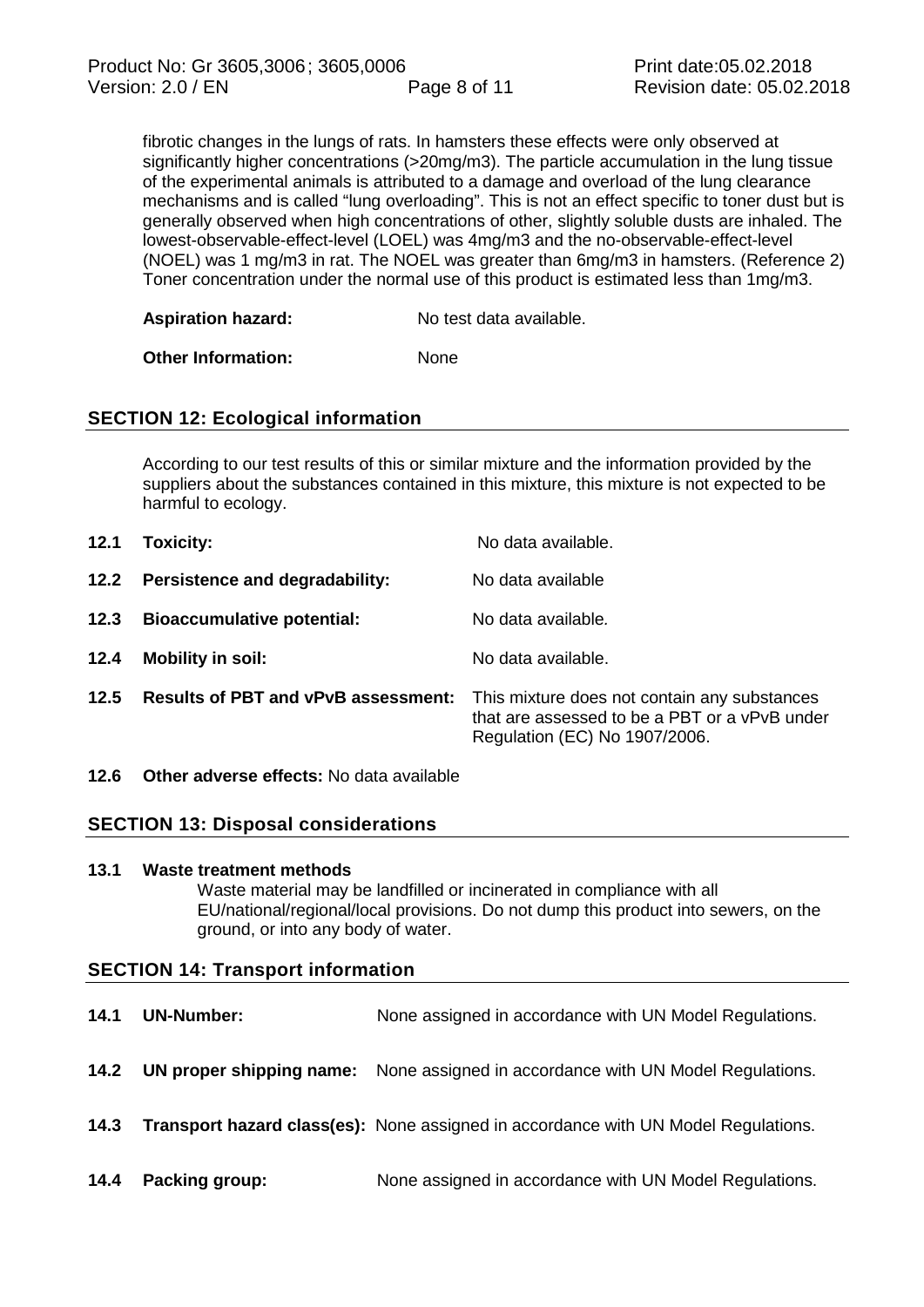fibrotic changes in the lungs of rats. In hamsters these effects were only observed at significantly higher concentrations (>20mg/m3). The particle accumulation in the lung tissue of the experimental animals is attributed to a damage and overload of the lung clearance mechanisms and is called "lung overloading". This is not an effect specific to toner dust but is generally observed when high concentrations of other, slightly soluble dusts are inhaled. The lowest-observable-effect-level (LOEL) was 4mg/m3 and the no-observable-effect-level (NOEL) was 1 mg/m3 in rat. The NOEL was greater than 6mg/m3 in hamsters. (Reference 2) Toner concentration under the normal use of this product is estimated less than 1mg/m3.

**Aspiration hazard:** No test data available.

**Other Information:** None

## SECTION 12: Ecological information

According to our test results of this or similar mixture and the information provided by the suppliers about the substances contained in this mixture, this mixture is not expected to be harmful to ecology.

**12.1 Toxicity:** No data available.

**12.2 Persistence and degradability:** No data available

**12.3 Bioaccumulative potential:** No data available.

**12.4 Mobility in soil:** No data available.

**12.5 Results of PBT and vPvB assessment:** This mixture does not contain any substances that are assessed to be a PBT or a vPvB under Regulation (EC) No 1907/2006.

**12.6 Other adverse effects:** No data available

## SECTION 13: Disposal considerations

**13.1 Waste treatment methods**

Waste material may be landfilled or incinerated in compliance with all EU/national/regional/local provisions. Do not dump this product into sewers, on the ground, or into any body of water.

## SECTION 14: Transport information

**14.1 UN-Number:** None assigned in accordance with UN Model Regulations.

**14.2 UN proper shipping name:** None assigned in accordance with UN Model Regulations.

**14.3 Transport hazard class(es):** None assigned in accordance with UN Model Regulations.

**14.4 Packing group:** None assigned in accordance with UN Model Regulations.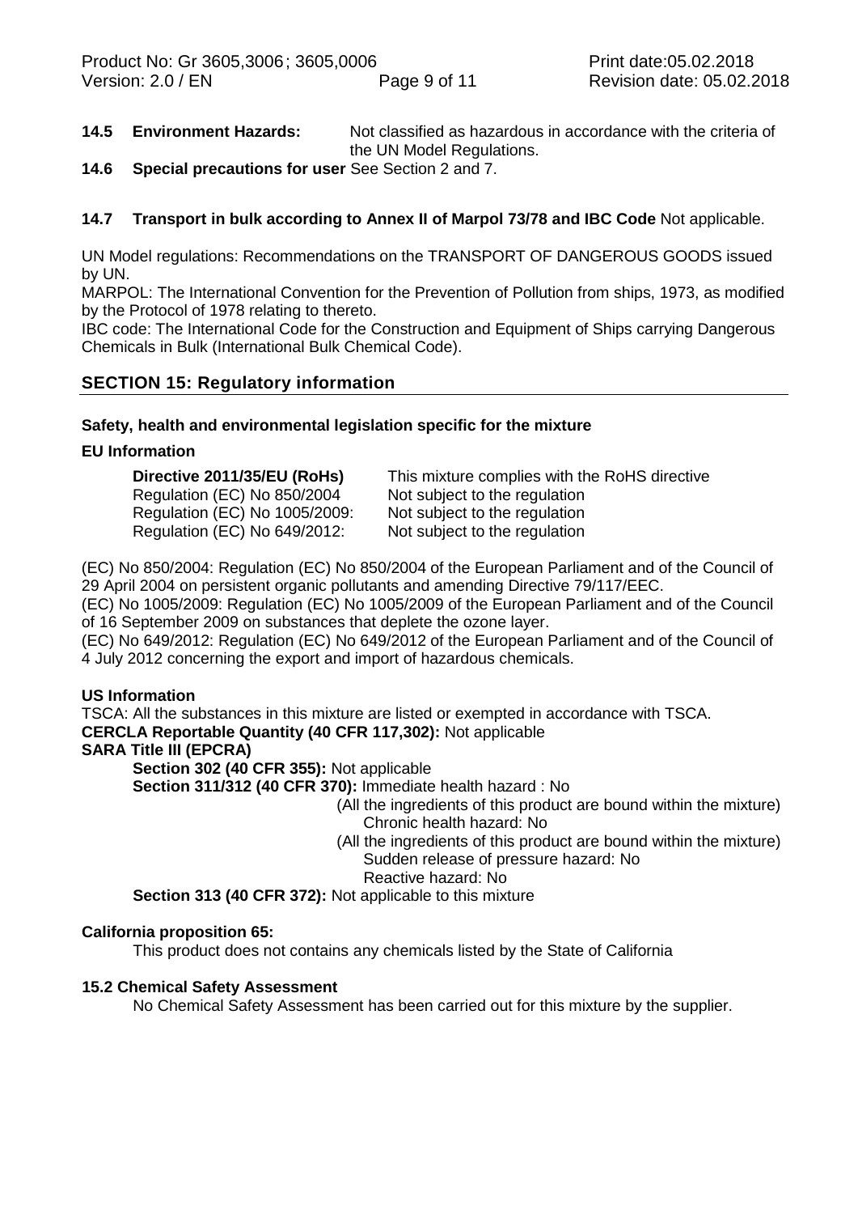**14.5 Environment Hazards:** Not classified as hazardous in accordance with the criteria of the UN Model Regulations.

**14.6 Special precautions for user** See Section 2 and 7.

**14.7 Transport in bulk according to Annex II of Marpol 73/78 and IBC Code** Not applicable.

UN Model regulations: Recommendations on the TRANSPORT OF DANGEROUS GOODS issued by UN.

MARPOL: The International Convention for the Prevention of Pollution from ships, 1973, as modified by the Protocol of 1978 relating to thereto.

IBC code: The International Code for the Construction and Equipment of Ships carrying Dangerous Chemicals in Bulk (International Bulk Chemical Code).

## SECTION 15: Regulatory information

**Safety, health and environmental legislation specific for the mixture**

**EU Information**

| | |
|---|---|
| **Directive 2011/35/EU (RoHs)** | This mixture complies with the RoHS directive |
| Regulation (EC) No 850/2004 | Not subject to the regulation |
| Regulation (EC) No 1005/2009: | Not subject to the regulation |
| Regulation (EC) No 649/2012: | Not subject to the regulation |

(EC) No 850/2004: Regulation (EC) No 850/2004 of the European Parliament and of the Council of 29 April 2004 on persistent organic pollutants and amending Directive 79/117/EEC.

(EC) No 1005/2009: Regulation (EC) No 1005/2009 of the European Parliament and of the Council of 16 September 2009 on substances that deplete the ozone layer.

(EC) No 649/2012: Regulation (EC) No 649/2012 of the European Parliament and of the Council of 4 July 2012 concerning the export and import of hazardous chemicals.

**US Information**

TSCA: All the substances in this mixture are listed or exempted in accordance with TSCA.

**CERCLA Reportable Quantity (40 CFR 117,302):** Not applicable

**SARA Title III (EPCRA)**

**Section 302 (40 CFR 355):** Not applicable

**Section 311/312 (40 CFR 370):** Immediate health hazard : No

(All the ingredients of this product are bound within the mixture)
Chronic health hazard: No

(All the ingredients of this product are bound within the mixture)
Sudden release of pressure hazard: No
Reactive hazard: No

**Section 313 (40 CFR 372):** Not applicable to this mixture

**California proposition 65:**

This product does not contains any chemicals listed by the State of California

**15.2 Chemical Safety Assessment**

No Chemical Safety Assessment has been carried out for this mixture by the supplier.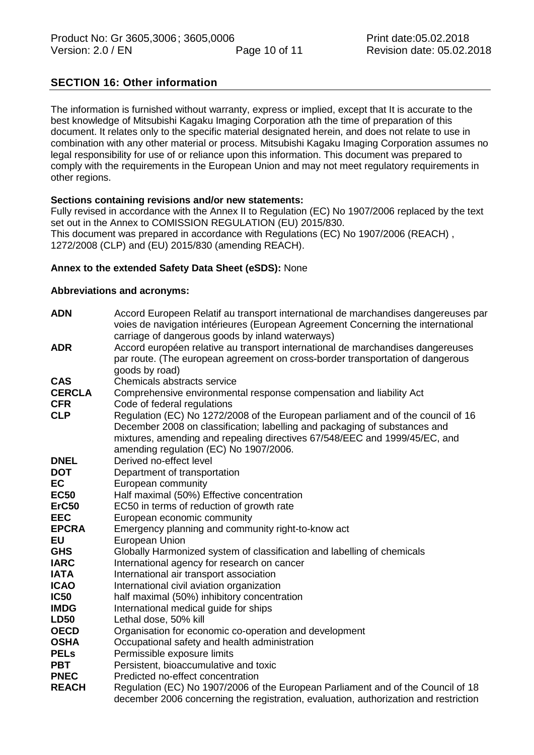## SECTION 16: Other information

The information is furnished without warranty, express or implied, except that It is accurate to the best knowledge of Mitsubishi Kagaku Imaging Corporation ath the time of preparation of this document. It relates only to the specific material designated herein, and does not relate to use in combination with any other material or process. Mitsubishi Kagaku Imaging Corporation assumes no legal responsibility for use of or reliance upon this information. This document was prepared to comply with the requirements in the European Union and may not meet regulatory requirements in other regions.

**Sections containing revisions and/or new statements:**
Fully revised in accordance with the Annex II to Regulation (EC) No 1907/2006 replaced by the text set out in the Annex to COMISSION REGULATION (EU) 2015/830.
This document was prepared in accordance with Regulations (EC) No 1907/2006 (REACH) , 1272/2008 (CLP) and (EU) 2015/830 (amending REACH).

**Annex to the extended Safety Data Sheet (eSDS):** None

**Abbreviations and acronyms:**

| | |
|---|---|
| **ADN** | Accord Europeen Relatif au transport international de marchandises dangereuses par voies de navigation intérieures (European Agreement Concerning the international carriage of dangerous goods by inland waterways) |
| **ADR** | Accord européen relative au transport international de marchandises dangereuses par route. (The european agreement on cross-border transportation of dangerous goods by road) |
| **CAS** | Chemicals abstracts service |
| **CERCLA** | Comprehensive environmental response compensation and liability Act |
| **CFR** | Code of federal regulations |
| **CLP** | Regulation (EC) No 1272/2008 of the European parliament and of the council of 16 December 2008 on classification; labelling and packaging of substances and mixtures, amending and repealing directives 67/548/EEC and 1999/45/EC, and amending regulation (EC) No 1907/2006. |
| **DNEL** | Derived no-effect level |
| **DOT** | Department of transportation |
| **EC** | European community |
| **EC50** | Half maximal (50%) Effective concentration |
| **ErC50** | EC50 in terms of reduction of growth rate |
| **EEC** | European economic community |
| **EPCRA** | Emergency planning and community right-to-know act |
| **EU** | European Union |
| **GHS** | Globally Harmonized system of classification and labelling of chemicals |
| **IARC** | International agency for research on cancer |
| **IATA** | International air transport association |
| **ICAO** | International civil aviation organization |
| **IC50** | half maximal (50%) inhibitory concentration |
| **IMDG** | International medical guide for ships |
| **LD50** | Lethal dose, 50% kill |
| **OECD** | Organisation for economic co-operation and development |
| **OSHA** | Occupational safety and health administration |
| **PELs** | Permissible exposure limits |
| **PBT** | Persistent, bioaccumulative and toxic |
| **PNEC** | Predicted no-effect concentration |
| **REACH** | Regulation (EC) No 1907/2006 of the European Parliament and of the Council of 18 december 2006 concerning the registration, evaluation, authorization and restriction |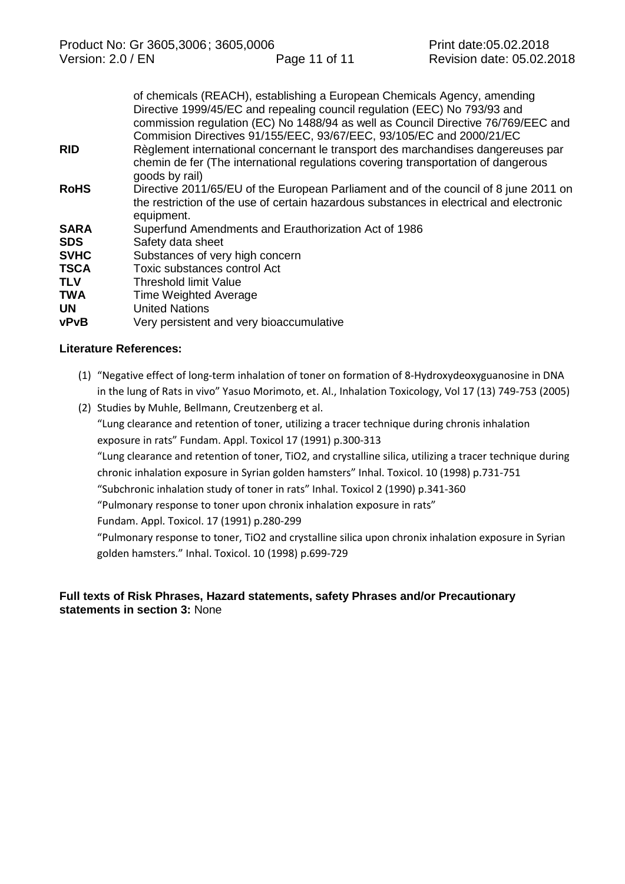| | |
|---|---|
| | of chemicals (REACH), establishing a European Chemicals Agency, amending Directive 1999/45/EC and repealing council regulation (EEC) No 793/93 and commission regulation (EC) No 1488/94 as well as Council Directive 76/769/EEC and Commision Directives 91/155/EEC, 93/67/EEC, 93/105/EC and 2000/21/EC |
| **RID** | Règlement international concernant le transport des marchandises dangereuses par chemin de fer (The international regulations covering transportation of dangerous goods by rail) |
| **RoHS** | Directive 2011/65/EU of the European Parliament and of the council of 8 june 2011 on the restriction of the use of certain hazardous substances in electrical and electronic equipment. |
| **SARA** | Superfund Amendments and Erauthorization Act of 1986 |
| **SDS** | Safety data sheet |
| **SVHC** | Substances of very high concern |
| **TSCA** | Toxic substances control Act |
| **TLV** | Threshold limit Value |
| **TWA** | Time Weighted Average |
| **UN** | United Nations |
| **vPvB** | Very persistent and very bioaccumulative |

**Literature References:**

(1) "Negative effect of long-term inhalation of toner on formation of 8-Hydroxydeoxyguanosine in DNA in the lung of Rats in vivo" Yasuo Morimoto, et. Al., Inhalation Toxicology, Vol 17 (13) 749-753 (2005)

(2) Studies by Muhle, Bellmann, Creutzenberg et al.
"Lung clearance and retention of toner, utilizing a tracer technique during chronis inhalation exposure in rats" Fundam. Appl. Toxicol 17 (1991) p.300-313
"Lung clearance and retention of toner, TiO2, and crystalline silica, utilizing a tracer technique during chronic inhalation exposure in Syrian golden hamsters" Inhal. Toxicol. 10 (1998) p.731-751
"Subchronic inhalation study of toner in rats" Inhal. Toxicol 2 (1990) p.341-360
"Pulmonary response to toner upon chronix inhalation exposure in rats"
Fundam. Appl. Toxicol. 17 (1991) p.280-299
"Pulmonary response to toner, TiO2 and crystalline silica upon chronix inhalation exposure in Syrian golden hamsters." Inhal. Toxicol. 10 (1998) p.699-729

**Full texts of Risk Phrases, Hazard statements, safety Phrases and/or Precautionary statements in section 3:** None